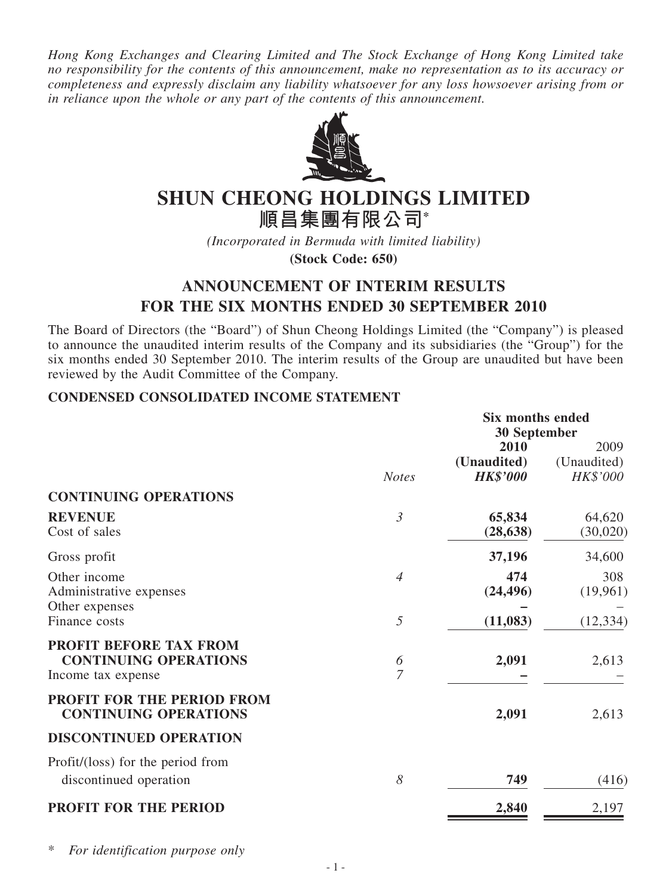*Hong Kong Exchanges and Clearing Limited and The Stock Exchange of Hong Kong Limited take no responsibility for the contents of this announcement, make no representation as to its accuracy or completeness and expressly disclaim any liability whatsoever for any loss howsoever arising from or in reliance upon the whole or any part of the contents of this announcement.*

# SHUN CHEONG HOLDINGS LIMITED
# 順昌集團有限公司*

*(Incorporated in Bermuda with limited liability)*

**(Stock Code: 650)**

## ANNOUNCEMENT OF INTERIM RESULTS FOR THE SIX MONTHS ENDED 30 SEPTEMBER 2010

The Board of Directors (the "Board") of Shun Cheong Holdings Limited (the "Company") is pleased to announce the unaudited interim results of the Company and its subsidiaries (the "Group") for the six months ended 30 September 2010. The interim results of the Group are unaudited but have been reviewed by the Audit Committee of the Company.

### CONDENSED CONSOLIDATED INCOME STATEMENT

| | | Six months ended 30 September | |
|---|---|---|---|
| | | **2010** | 2009 |
| | | **(Unaudited)** | (Unaudited) |
| | *Notes* | ***HK$'000*** | *HK$'000* |
| **CONTINUING OPERATIONS** | | | |
| **REVENUE** | *3* | **65,834** | 64,620 |
| Cost of sales | | **(28,638)** | (30,020) |
| Gross profit | | **37,196** | 34,600 |
| Other income | *4* | **474** | 308 |
| Administrative expenses | | **(24,496)** | (19,961) |
| Other expenses | | **–** | – |
| Finance costs | *5* | **(11,083)** | (12,334) |
| **PROFIT BEFORE TAX FROM CONTINUING OPERATIONS** | *6* | **2,091** | 2,613 |
| Income tax expense | *7* | **–** | – |
| **PROFIT FOR THE PERIOD FROM CONTINUING OPERATIONS** | | **2,091** | 2,613 |
| **DISCONTINUED OPERATION** | | | |
| Profit/(loss) for the period from discontinued operation | *8* | **749** | (416) |
| **PROFIT FOR THE PERIOD** | | **2,840** | 2,197 |

\* *For identification purpose only*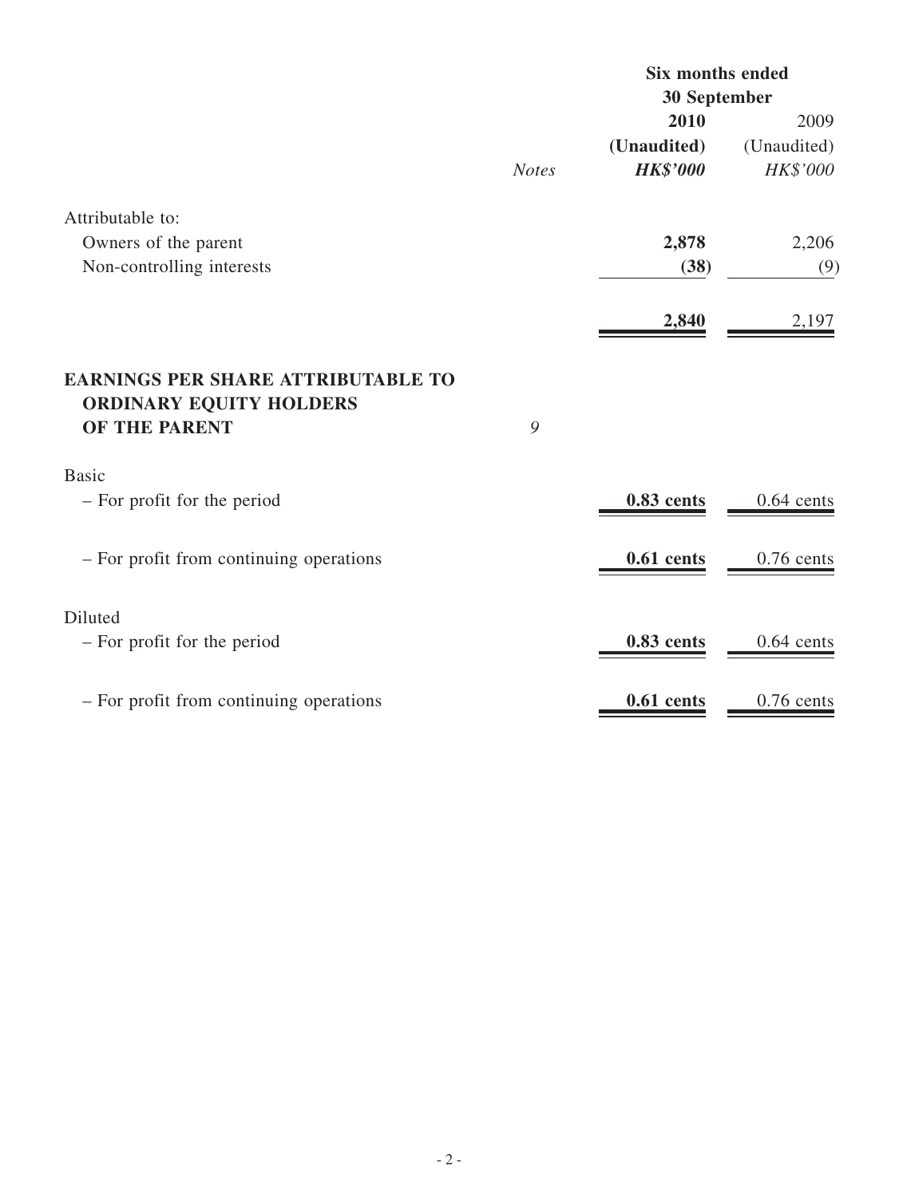| | Notes | Six months ended 30 September 2010 (Unaudited) HK$'000 | Six months ended 30 September 2009 (Unaudited) HK$'000 |
|---|---|---|---|
| Attributable to: | | | |
| Owners of the parent | | **2,878** | 2,206 |
| Non-controlling interests | | **(38)** | (9) |
| | | **2,840** | 2,197 |
| **EARNINGS PER SHARE ATTRIBUTABLE TO ORDINARY EQUITY HOLDERS OF THE PARENT** | 9 | | |
| Basic | | | |
| – For profit for the period | | **0.83 cents** | 0.64 cents |
| – For profit from continuing operations | | **0.61 cents** | 0.76 cents |
| Diluted | | | |
| – For profit for the period | | **0.83 cents** | 0.64 cents |
| – For profit from continuing operations | | **0.61 cents** | 0.76 cents |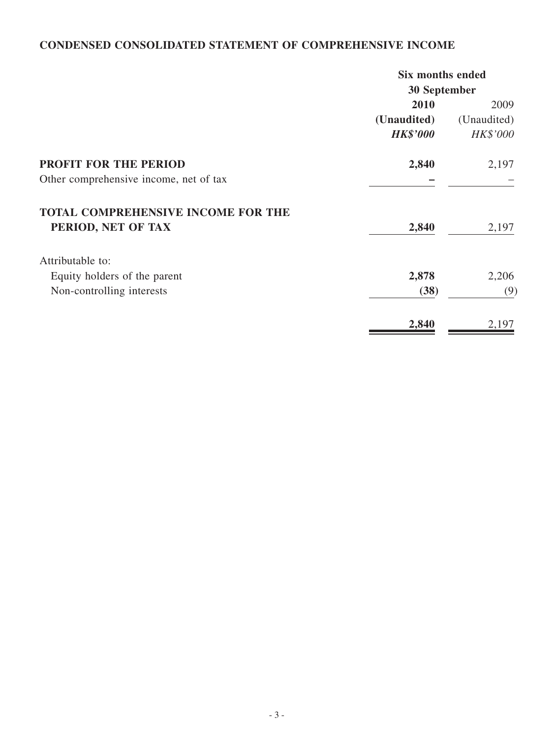## CONDENSED CONSOLIDATED STATEMENT OF COMPREHENSIVE INCOME

| | Six months ended 30 September | |
|---|---|---|
| | **2010** | 2009 |
| | **(Unaudited)** | (Unaudited) |
| | ***HK$'000*** | *HK$'000* |
| **PROFIT FOR THE PERIOD** | **2,840** | 2,197 |
| Other comprehensive income, net of tax | **–** | – |
| **TOTAL COMPREHENSIVE INCOME FOR THE PERIOD, NET OF TAX** | **2,840** | 2,197 |
| Attributable to: | | |
| Equity holders of the parent | **2,878** | 2,206 |
| Non-controlling interests | **(38)** | (9) |
| | **2,840** | 2,197 |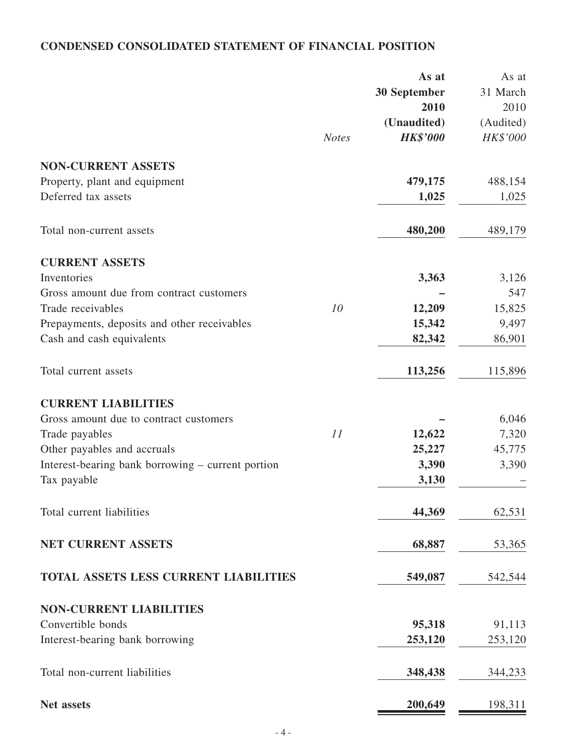## CONDENSED CONSOLIDATED STATEMENT OF FINANCIAL POSITION

| | *Notes* | **As at 30 September 2010 (Unaudited) *HK$'000*** | As at 31 March 2010 (Audited) *HK$'000* |
|---|---|---|---|
| **NON-CURRENT ASSETS** | | | |
| Property, plant and equipment | | **479,175** | 488,154 |
| Deferred tax assets | | **1,025** | 1,025 |
| Total non-current assets | | **480,200** | 489,179 |
| **CURRENT ASSETS** | | | |
| Inventories | | **3,363** | 3,126 |
| Gross amount due from contract customers | | **–** | 547 |
| Trade receivables | *10* | **12,209** | 15,825 |
| Prepayments, deposits and other receivables | | **15,342** | 9,497 |
| Cash and cash equivalents | | **82,342** | 86,901 |
| Total current assets | | **113,256** | 115,896 |
| **CURRENT LIABILITIES** | | | |
| Gross amount due to contract customers | | **–** | 6,046 |
| Trade payables | *11* | **12,622** | 7,320 |
| Other payables and accruals | | **25,227** | 45,775 |
| Interest-bearing bank borrowing – current portion | | **3,390** | 3,390 |
| Tax payable | | **3,130** | – |
| Total current liabilities | | **44,369** | 62,531 |
| **NET CURRENT ASSETS** | | **68,887** | 53,365 |
| **TOTAL ASSETS LESS CURRENT LIABILITIES** | | **549,087** | 542,544 |
| **NON-CURRENT LIABILITIES** | | | |
| Convertible bonds | | **95,318** | 91,113 |
| Interest-bearing bank borrowing | | **253,120** | 253,120 |
| Total non-current liabilities | | **348,438** | 344,233 |
| **Net assets** | | **200,649** | 198,311 |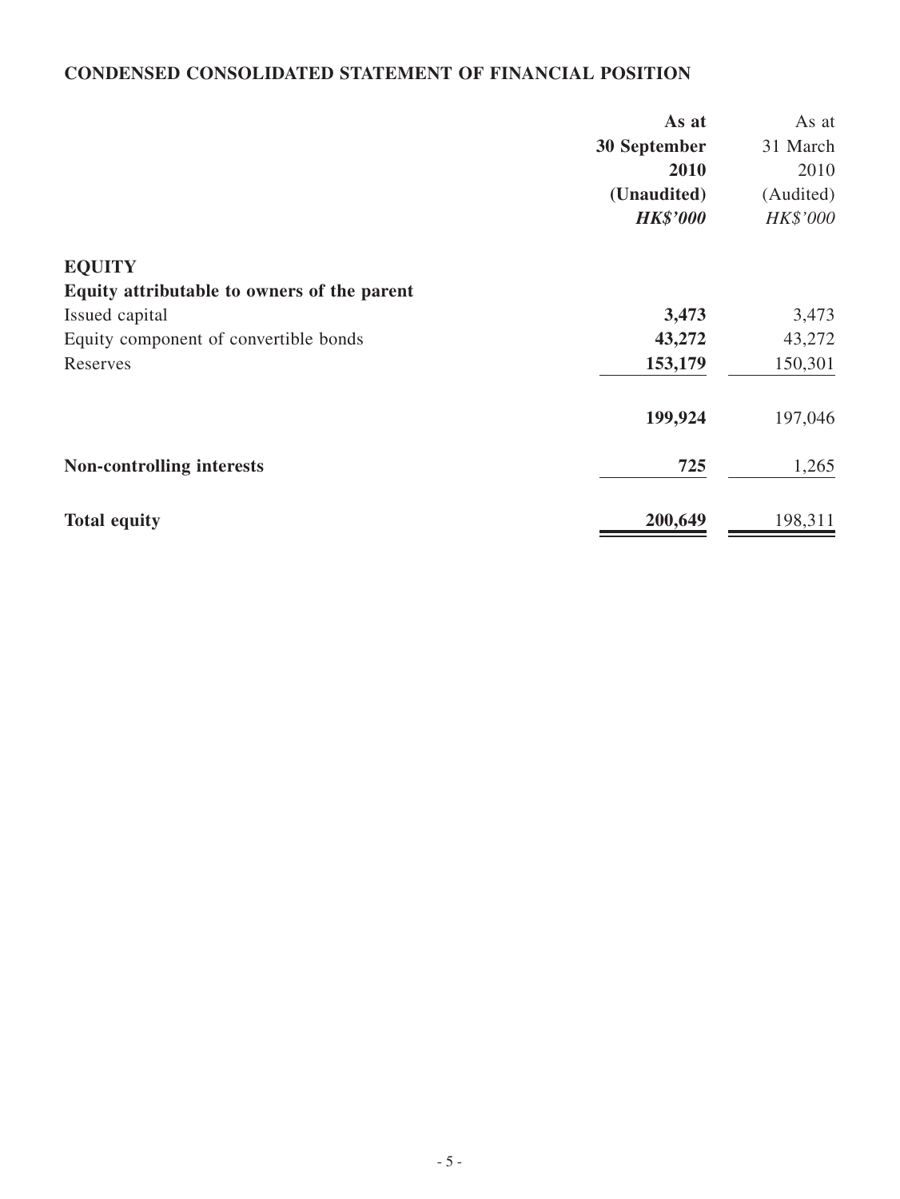## CONDENSED CONSOLIDATED STATEMENT OF FINANCIAL POSITION

| | As at 30 September 2010 (Unaudited) HK$'000 | As at 31 March 2010 (Audited) HK$'000 |
|---|---|---|
| **EQUITY** | | |
| **Equity attributable to owners of the parent** | | |
| Issued capital | **3,473** | 3,473 |
| Equity component of convertible bonds | **43,272** | 43,272 |
| Reserves | **153,179** | 150,301 |
| | **199,924** | 197,046 |
| **Non-controlling interests** | **725** | 1,265 |
| **Total equity** | **200,649** | 198,311 |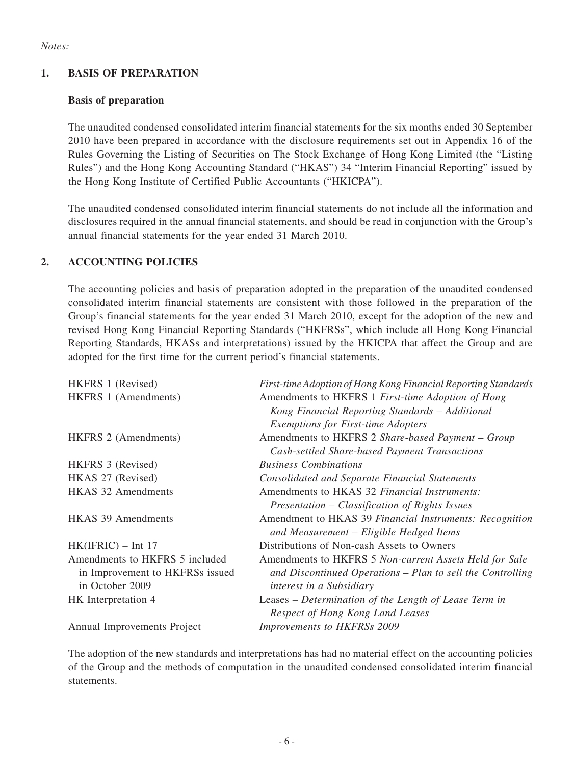*Notes:*

## 1. BASIS OF PREPARATION

### Basis of preparation

The unaudited condensed consolidated interim financial statements for the six months ended 30 September 2010 have been prepared in accordance with the disclosure requirements set out in Appendix 16 of the Rules Governing the Listing of Securities on The Stock Exchange of Hong Kong Limited (the "Listing Rules") and the Hong Kong Accounting Standard ("HKAS") 34 "Interim Financial Reporting" issued by the Hong Kong Institute of Certified Public Accountants ("HKICPA").

The unaudited condensed consolidated interim financial statements do not include all the information and disclosures required in the annual financial statements, and should be read in conjunction with the Group's annual financial statements for the year ended 31 March 2010.

## 2. ACCOUNTING POLICIES

The accounting policies and basis of preparation adopted in the preparation of the unaudited condensed consolidated interim financial statements are consistent with those followed in the preparation of the Group's financial statements for the year ended 31 March 2010, except for the adoption of the new and revised Hong Kong Financial Reporting Standards ("HKFRSs", which include all Hong Kong Financial Reporting Standards, HKASs and interpretations) issued by the HKICPA that affect the Group and are adopted for the first time for the current period's financial statements.

| | |
|---|---|
| HKFRS 1 (Revised) | *First-time Adoption of Hong Kong Financial Reporting Standards* |
| HKFRS 1 (Amendments) | Amendments to HKFRS 1 *First-time Adoption of Hong Kong Financial Reporting Standards – Additional Exemptions for First-time Adopters* |
| HKFRS 2 (Amendments) | Amendments to HKFRS 2 *Share-based Payment – Group Cash-settled Share-based Payment Transactions* |
| HKFRS 3 (Revised) | *Business Combinations* |
| HKAS 27 (Revised) | *Consolidated and Separate Financial Statements* |
| HKAS 32 Amendments | Amendments to HKAS 32 *Financial Instruments: Presentation – Classification of Rights Issues* |
| HKAS 39 Amendments | Amendment to HKAS 39 *Financial Instruments: Recognition and Measurement – Eligible Hedged Items* |
| HK(IFRIC) – Int 17 | Distributions of Non-cash Assets to Owners |
| Amendments to HKFRS 5 included in Improvement to HKFRSs issued in October 2009 | Amendments to HKFRS 5 *Non-current Assets Held for Sale and Discontinued Operations – Plan to sell the Controlling interest in a Subsidiary* |
| HK Interpretation 4 | Leases – *Determination of the Length of Lease Term in Respect of Hong Kong Land Leases* |
| Annual Improvements Project | *Improvements to HKFRSs 2009* |

The adoption of the new standards and interpretations has had no material effect on the accounting policies of the Group and the methods of computation in the unaudited condensed consolidated interim financial statements.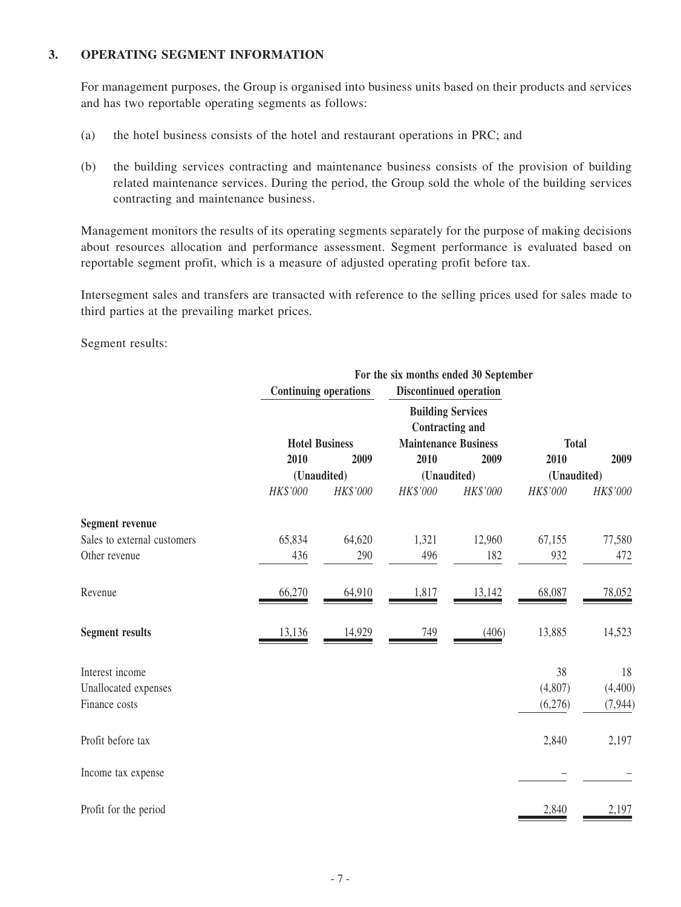## 3. OPERATING SEGMENT INFORMATION

For management purposes, the Group is organised into business units based on their products and services and has two reportable operating segments as follows:

(a) the hotel business consists of the hotel and restaurant operations in PRC; and

(b) the building services contracting and maintenance business consists of the provision of building related maintenance services. During the period, the Group sold the whole of the building services contracting and maintenance business.

Management monitors the results of its operating segments separately for the purpose of making decisions about resources allocation and performance assessment. Segment performance is evaluated based on reportable segment profit, which is a measure of adjusted operating profit before tax.

Intersegment sales and transfers are transacted with reference to the selling prices used for sales made to third parties at the prevailing market prices.

Segment results:

| | For the six months ended 30 September | | | | | |
|---|---|---|---|---|---|---|
| | Continuing operations | | Discontinued operation | | | |
| | Hotel Business | | Building Services Contracting and Maintenance Business | | Total | |
| | 2010 | 2009 | 2010 | 2009 | 2010 | 2009 |
| | (Unaudited) | | (Unaudited) | | (Unaudited) | |
| | *HK$'000* | *HK$'000* | *HK$'000* | *HK$'000* | *HK$'000* | *HK$'000* |
| **Segment revenue** | | | | | | |
| Sales to external customers | 65,834 | 64,620 | 1,321 | 12,960 | 67,155 | 77,580 |
| Other revenue | 436 | 290 | 496 | 182 | 932 | 472 |
| Revenue | 66,270 | 64,910 | 1,817 | 13,142 | 68,087 | 78,052 |
| **Segment results** | 13,136 | 14,929 | 749 | (406) | 13,885 | 14,523 |
| Interest income | | | | | 38 | 18 |
| Unallocated expenses | | | | | (4,807) | (4,400) |
| Finance costs | | | | | (6,276) | (7,944) |
| Profit before tax | | | | | 2,840 | 2,197 |
| Income tax expense | | | | | – | – |
| Profit for the period | | | | | 2,840 | 2,197 |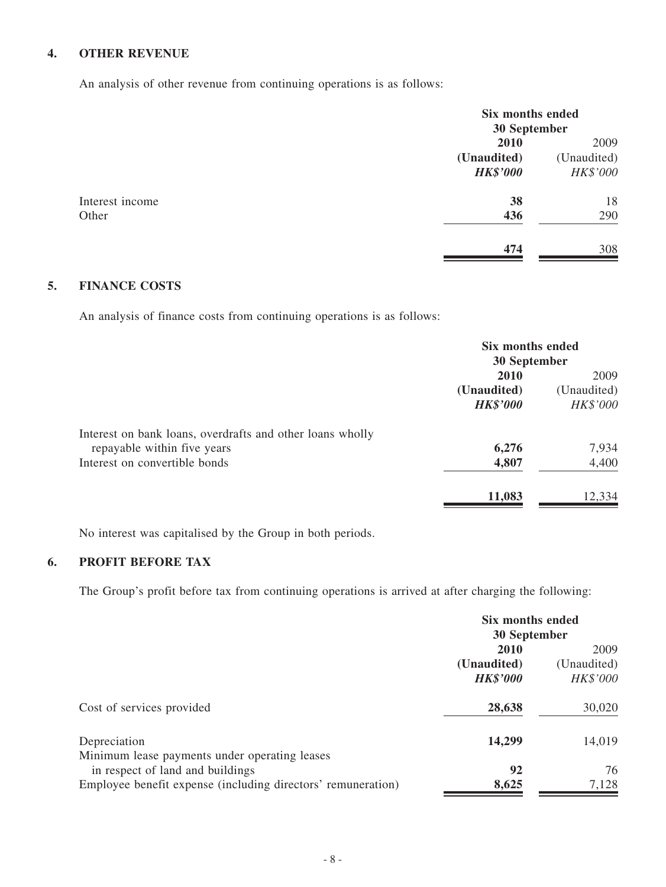## 4. OTHER REVENUE

An analysis of other revenue from continuing operations is as follows:

| | Six months ended 30 September | |
|---|---|---|
| | **2010** | 2009 |
| | **(Unaudited)** | (Unaudited) |
| | ***HK$'000*** | *HK$'000* |
| Interest income | **38** | 18 |
| Other | **436** | 290 |
| | **474** | 308 |

## 5. FINANCE COSTS

An analysis of finance costs from continuing operations is as follows:

| | Six months ended 30 September | |
|---|---|---|
| | **2010** | 2009 |
| | **(Unaudited)** | (Unaudited) |
| | ***HK$'000*** | *HK$'000* |
| Interest on bank loans, overdrafts and other loans wholly repayable within five years | **6,276** | 7,934 |
| Interest on convertible bonds | **4,807** | 4,400 |
| | **11,083** | 12,334 |

No interest was capitalised by the Group in both periods.

## 6. PROFIT BEFORE TAX

The Group's profit before tax from continuing operations is arrived at after charging the following:

| | Six months ended 30 September | |
|---|---|---|
| | **2010** | 2009 |
| | **(Unaudited)** | (Unaudited) |
| | ***HK$'000*** | *HK$'000* |
| Cost of services provided | **28,638** | 30,020 |
| Depreciation | **14,299** | 14,019 |
| Minimum lease payments under operating leases in respect of land and buildings | **92** | 76 |
| Employee benefit expense (including directors' remuneration) | **8,625** | 7,128 |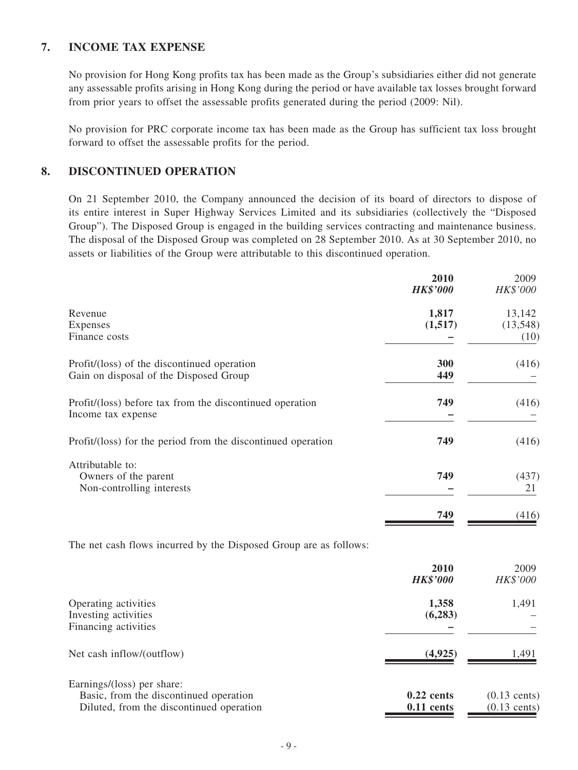## 7. INCOME TAX EXPENSE

No provision for Hong Kong profits tax has been made as the Group's subsidiaries either did not generate any assessable profits arising in Hong Kong during the period or have available tax losses brought forward from prior years to offset the assessable profits generated during the period (2009: Nil).

No provision for PRC corporate income tax has been made as the Group has sufficient tax loss brought forward to offset the assessable profits for the period.

## 8. DISCONTINUED OPERATION

On 21 September 2010, the Company announced the decision of its board of directors to dispose of its entire interest in Super Highway Services Limited and its subsidiaries (collectively the "Disposed Group"). The Disposed Group is engaged in the building services contracting and maintenance business. The disposal of the Disposed Group was completed on 28 September 2010. As at 30 September 2010, no assets or liabilities of the Group were attributable to this discontinued operation.

| | **2010** | 2009 |
|---|---|---|
| | ***HK$'000*** | *HK$'000* |
| Revenue | **1,817** | 13,142 |
| Expenses | **(1,517)** | (13,548) |
| Finance costs | **–** | (10) |
| Profit/(loss) of the discontinued operation | **300** | (416) |
| Gain on disposal of the Disposed Group | **449** | – |
| Profit/(loss) before tax from the discontinued operation | **749** | (416) |
| Income tax expense | **–** | – |
| Profit/(loss) for the period from the discontinued operation | **749** | (416) |
| Attributable to: | | |
| Owners of the parent | **749** | (437) |
| Non-controlling interests | **–** | 21 |
| | **749** | (416) |

The net cash flows incurred by the Disposed Group are as follows:

| | **2010** | 2009 |
|---|---|---|
| | ***HK$'000*** | *HK$'000* |
| Operating activities | **1,358** | 1,491 |
| Investing activities | **(6,283)** | – |
| Financing activities | **–** | – |
| Net cash inflow/(outflow) | **(4,925)** | 1,491 |
| Earnings/(loss) per share: | | |
| Basic, from the discontinued operation | **0.22 cents** | (0.13 cents) |
| Diluted, from the discontinued operation | **0.11 cents** | (0.13 cents) |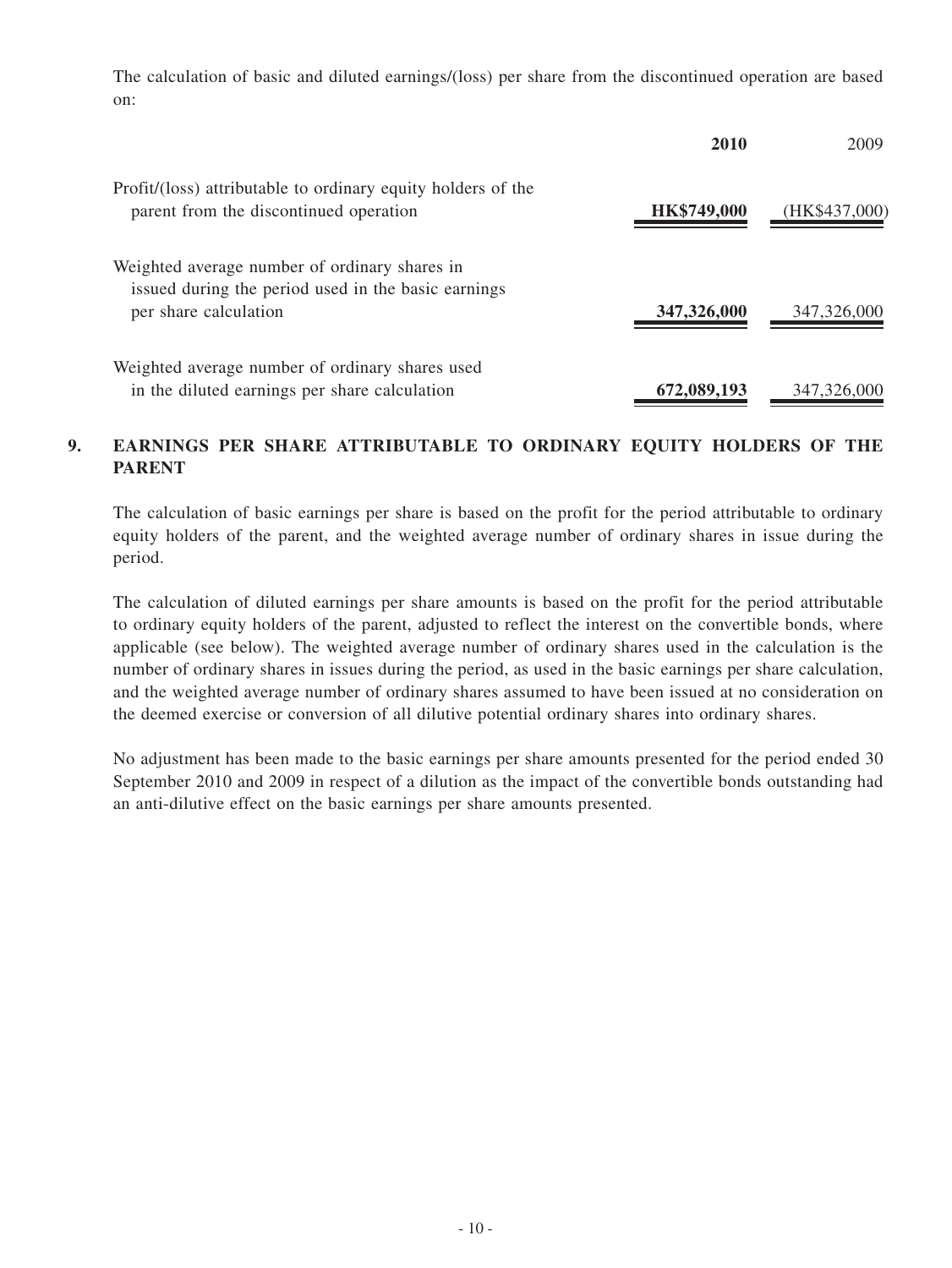The calculation of basic and diluted earnings/(loss) per share from the discontinued operation are based on:

| | **2010** | 2009 |
|---|---|---|
| Profit/(loss) attributable to ordinary equity holders of the parent from the discontinued operation | **HK$749,000** | (HK$437,000) |
| Weighted average number of ordinary shares in issued during the period used in the basic earnings per share calculation | **347,326,000** | 347,326,000 |
| Weighted average number of ordinary shares used in the diluted earnings per share calculation | **672,089,193** | 347,326,000 |

## 9. EARNINGS PER SHARE ATTRIBUTABLE TO ORDINARY EQUITY HOLDERS OF THE PARENT

The calculation of basic earnings per share is based on the profit for the period attributable to ordinary equity holders of the parent, and the weighted average number of ordinary shares in issue during the period.

The calculation of diluted earnings per share amounts is based on the profit for the period attributable to ordinary equity holders of the parent, adjusted to reflect the interest on the convertible bonds, where applicable (see below). The weighted average number of ordinary shares used in the calculation is the number of ordinary shares in issues during the period, as used in the basic earnings per share calculation, and the weighted average number of ordinary shares assumed to have been issued at no consideration on the deemed exercise or conversion of all dilutive potential ordinary shares into ordinary shares.

No adjustment has been made to the basic earnings per share amounts presented for the period ended 30 September 2010 and 2009 in respect of a dilution as the impact of the convertible bonds outstanding had an anti-dilutive effect on the basic earnings per share amounts presented.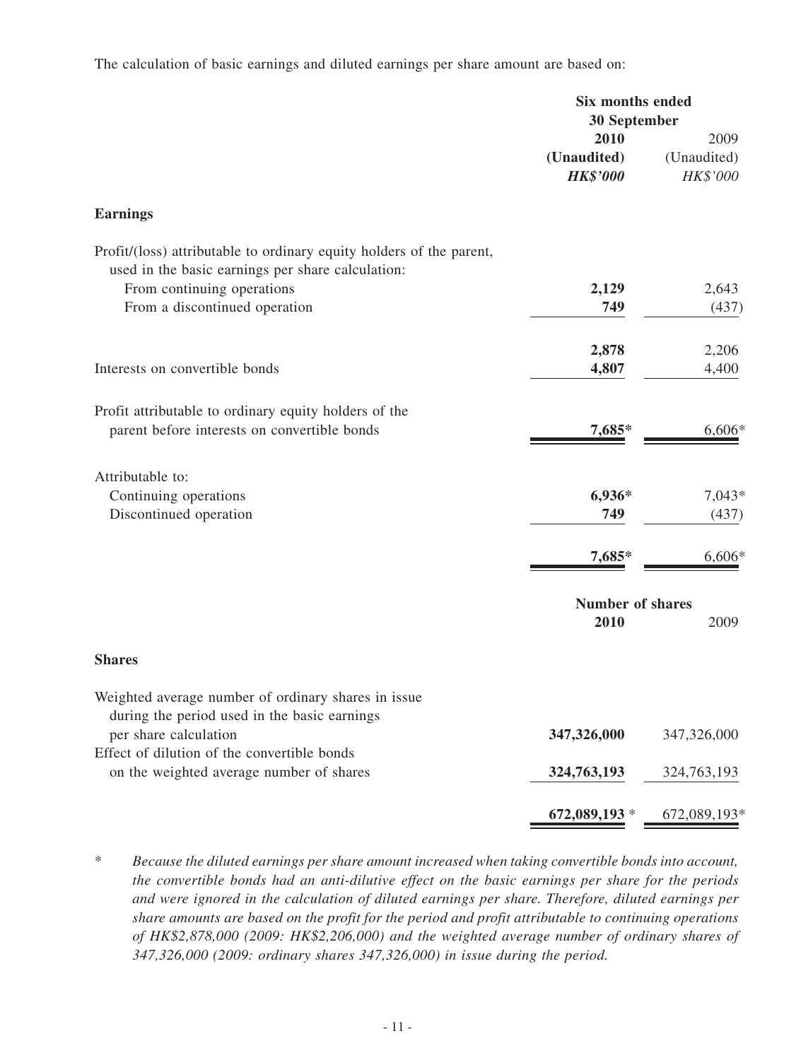The calculation of basic earnings and diluted earnings per share amount are based on:

| | Six months ended 30 September | |
|---|---|---|
| | **2010** | 2009 |
| | **(Unaudited)** | (Unaudited) |
| | ***HK$'000*** | *HK$'000* |
| **Earnings** | | |
| Profit/(loss) attributable to ordinary equity holders of the parent, used in the basic earnings per share calculation: | | |
| From continuing operations | **2,129** | 2,643 |
| From a discontinued operation | **749** | (437) |
| | **2,878** | 2,206 |
| Interests on convertible bonds | **4,807** | 4,400 |
| Profit attributable to ordinary equity holders of the parent before interests on convertible bonds | **7,685*** | 6,606* |
| Attributable to: | | |
| Continuing operations | **6,936*** | 7,043* |
| Discontinued operation | **749** | (437) |
| | **7,685*** | 6,606* |

| | Number of shares | |
|---|---|---|
| | **2010** | 2009 |
| **Shares** | | |
| Weighted average number of ordinary shares in issue during the period used in the basic earnings per share calculation | **347,326,000** | 347,326,000 |
| Effect of dilution of the convertible bonds on the weighted average number of shares | **324,763,193** | 324,763,193 |
| | **672,089,193** * | 672,089,193* |

\* *Because the diluted earnings per share amount increased when taking convertible bonds into account, the convertible bonds had an anti-dilutive effect on the basic earnings per share for the periods and were ignored in the calculation of diluted earnings per share. Therefore, diluted earnings per share amounts are based on the profit for the period and profit attributable to continuing operations of HK$2,878,000 (2009: HK$2,206,000) and the weighted average number of ordinary shares of 347,326,000 (2009: ordinary shares 347,326,000) in issue during the period.*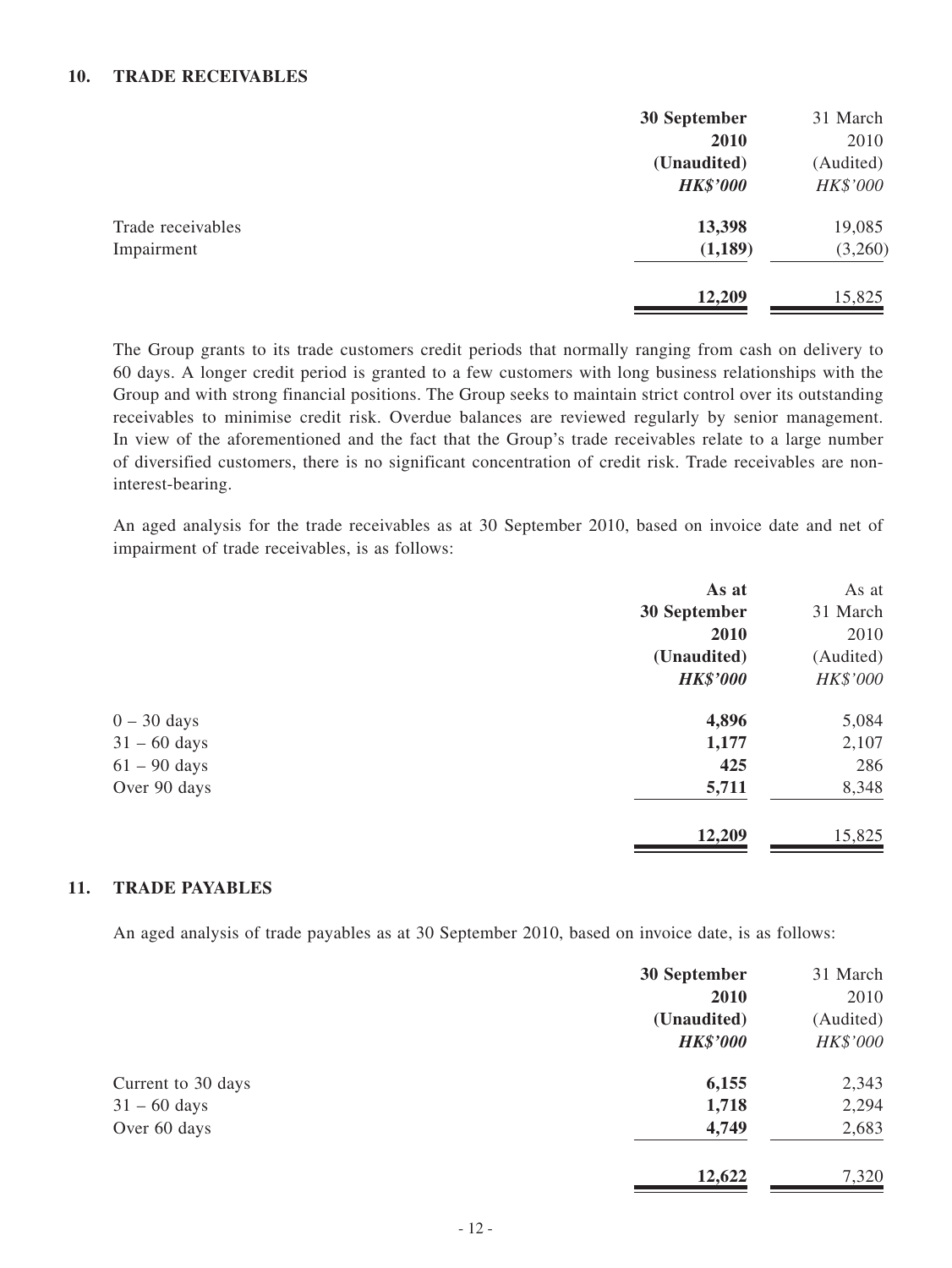## 10. TRADE RECEIVABLES

| | 30 September 2010 (Unaudited) *HK$'000* | 31 March 2010 (Audited) *HK$'000* |
|---|---|---|
| Trade receivables | **13,398** | 19,085 |
| Impairment | **(1,189)** | (3,260) |
| | **12,209** | 15,825 |

The Group grants to its trade customers credit periods that normally ranging from cash on delivery to 60 days. A longer credit period is granted to a few customers with long business relationships with the Group and with strong financial positions. The Group seeks to maintain strict control over its outstanding receivables to minimise credit risk. Overdue balances are reviewed regularly by senior management. In view of the aforementioned and the fact that the Group's trade receivables relate to a large number of diversified customers, there is no significant concentration of credit risk. Trade receivables are non-interest-bearing.

An aged analysis for the trade receivables as at 30 September 2010, based on invoice date and net of impairment of trade receivables, is as follows:

| | As at 30 September 2010 (Unaudited) *HK$'000* | As at 31 March 2010 (Audited) *HK$'000* |
|---|---|---|
| 0 – 30 days | **4,896** | 5,084 |
| 31 – 60 days | **1,177** | 2,107 |
| 61 – 90 days | **425** | 286 |
| Over 90 days | **5,711** | 8,348 |
| | **12,209** | 15,825 |

## 11. TRADE PAYABLES

An aged analysis of trade payables as at 30 September 2010, based on invoice date, is as follows:

| | 30 September 2010 (Unaudited) *HK$'000* | 31 March 2010 (Audited) *HK$'000* |
|---|---|---|
| Current to 30 days | **6,155** | 2,343 |
| 31 – 60 days | **1,718** | 2,294 |
| Over 60 days | **4,749** | 2,683 |
| | **12,622** | 7,320 |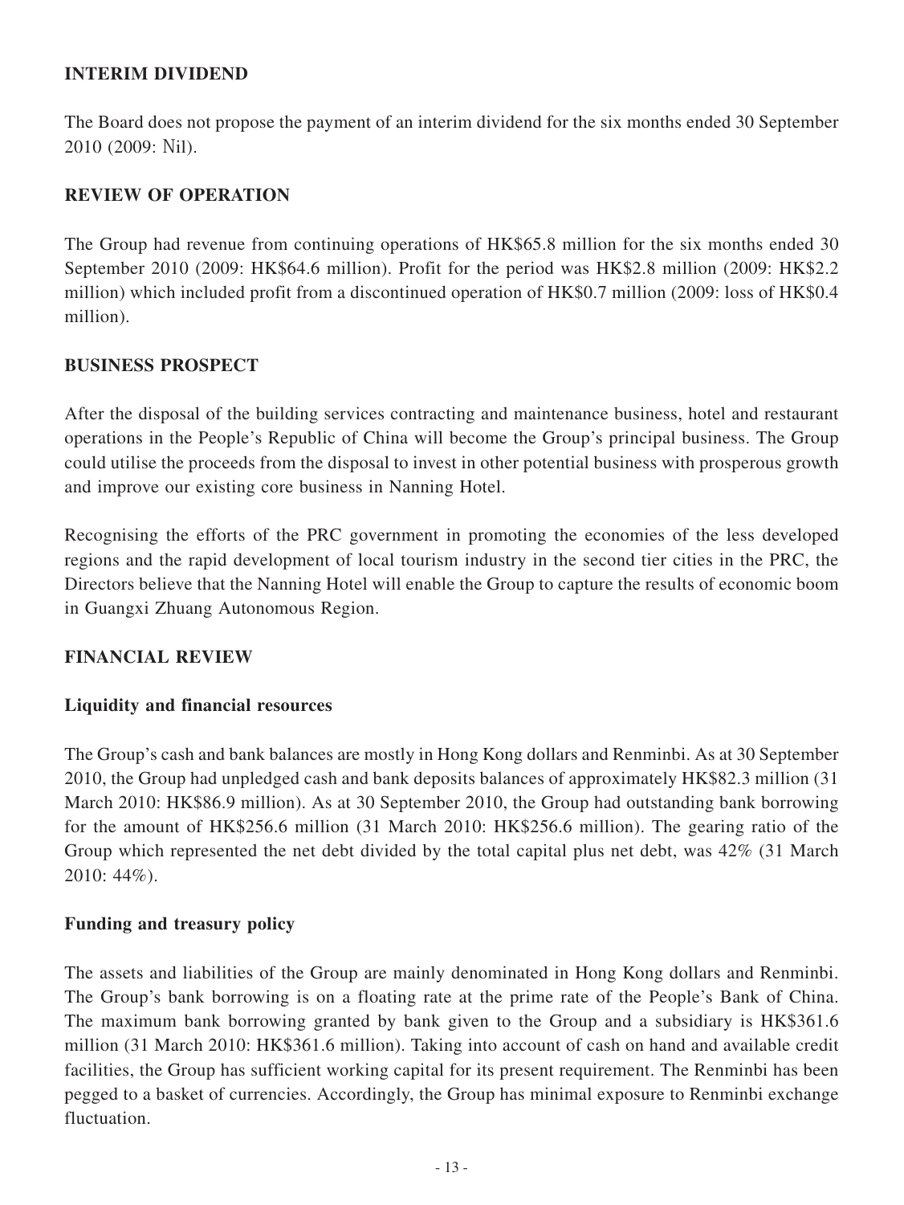## INTERIM DIVIDEND

The Board does not propose the payment of an interim dividend for the six months ended 30 September 2010 (2009: Nil).

## REVIEW OF OPERATION

The Group had revenue from continuing operations of HK$65.8 million for the six months ended 30 September 2010 (2009: HK$64.6 million). Profit for the period was HK$2.8 million (2009: HK$2.2 million) which included profit from a discontinued operation of HK$0.7 million (2009: loss of HK$0.4 million).

## BUSINESS PROSPECT

After the disposal of the building services contracting and maintenance business, hotel and restaurant operations in the People's Republic of China will become the Group's principal business. The Group could utilise the proceeds from the disposal to invest in other potential business with prosperous growth and improve our existing core business in Nanning Hotel.

Recognising the efforts of the PRC government in promoting the economies of the less developed regions and the rapid development of local tourism industry in the second tier cities in the PRC, the Directors believe that the Nanning Hotel will enable the Group to capture the results of economic boom in Guangxi Zhuang Autonomous Region.

## FINANCIAL REVIEW

### Liquidity and financial resources

The Group's cash and bank balances are mostly in Hong Kong dollars and Renminbi. As at 30 September 2010, the Group had unpledged cash and bank deposits balances of approximately HK$82.3 million (31 March 2010: HK$86.9 million). As at 30 September 2010, the Group had outstanding bank borrowing for the amount of HK$256.6 million (31 March 2010: HK$256.6 million). The gearing ratio of the Group which represented the net debt divided by the total capital plus net debt, was 42% (31 March 2010: 44%).

### Funding and treasury policy

The assets and liabilities of the Group are mainly denominated in Hong Kong dollars and Renminbi. The Group's bank borrowing is on a floating rate at the prime rate of the People's Bank of China. The maximum bank borrowing granted by bank given to the Group and a subsidiary is HK$361.6 million (31 March 2010: HK$361.6 million). Taking into account of cash on hand and available credit facilities, the Group has sufficient working capital for its present requirement. The Renminbi has been pegged to a basket of currencies. Accordingly, the Group has minimal exposure to Renminbi exchange fluctuation.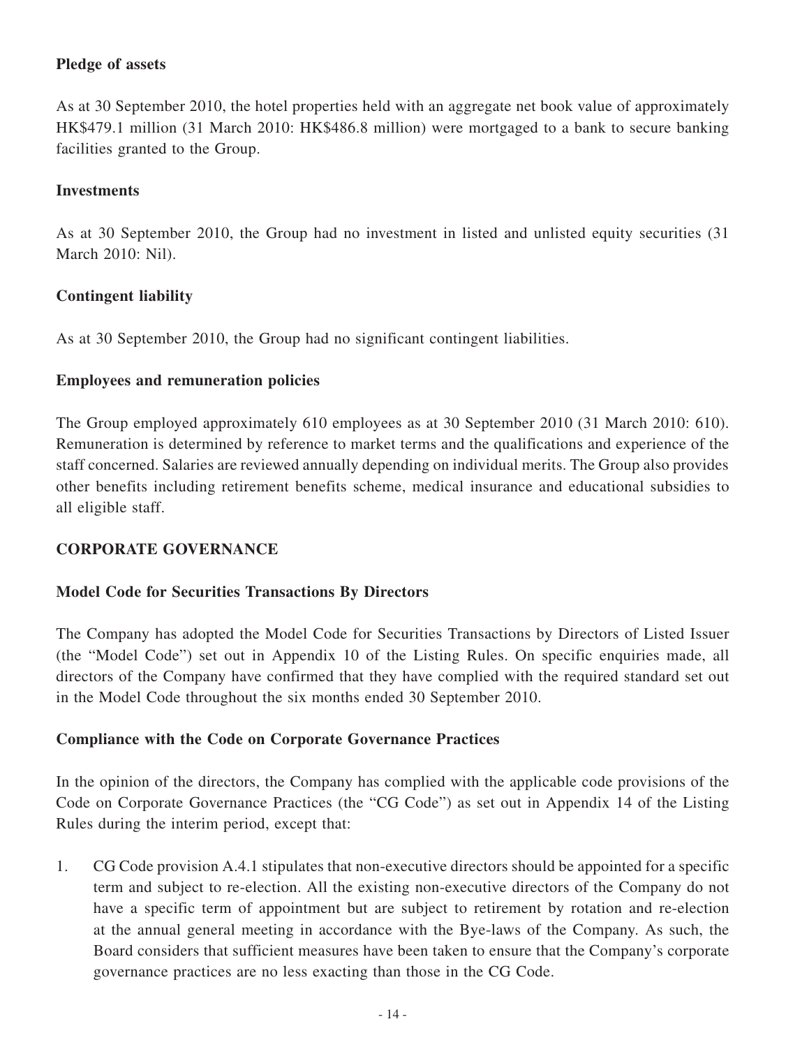**Pledge of assets**

As at 30 September 2010, the hotel properties held with an aggregate net book value of approximately HK$479.1 million (31 March 2010: HK$486.8 million) were mortgaged to a bank to secure banking facilities granted to the Group.

**Investments**

As at 30 September 2010, the Group had no investment in listed and unlisted equity securities (31 March 2010: Nil).

**Contingent liability**

As at 30 September 2010, the Group had no significant contingent liabilities.

**Employees and remuneration policies**

The Group employed approximately 610 employees as at 30 September 2010 (31 March 2010: 610). Remuneration is determined by reference to market terms and the qualifications and experience of the staff concerned. Salaries are reviewed annually depending on individual merits. The Group also provides other benefits including retirement benefits scheme, medical insurance and educational subsidies to all eligible staff.

## CORPORATE GOVERNANCE

**Model Code for Securities Transactions By Directors**

The Company has adopted the Model Code for Securities Transactions by Directors of Listed Issuer (the "Model Code") set out in Appendix 10 of the Listing Rules. On specific enquiries made, all directors of the Company have confirmed that they have complied with the required standard set out in the Model Code throughout the six months ended 30 September 2010.

**Compliance with the Code on Corporate Governance Practices**

In the opinion of the directors, the Company has complied with the applicable code provisions of the Code on Corporate Governance Practices (the "CG Code") as set out in Appendix 14 of the Listing Rules during the interim period, except that:

1. CG Code provision A.4.1 stipulates that non-executive directors should be appointed for a specific term and subject to re-election. All the existing non-executive directors of the Company do not have a specific term of appointment but are subject to retirement by rotation and re-election at the annual general meeting in accordance with the Bye-laws of the Company. As such, the Board considers that sufficient measures have been taken to ensure that the Company's corporate governance practices are no less exacting than those in the CG Code.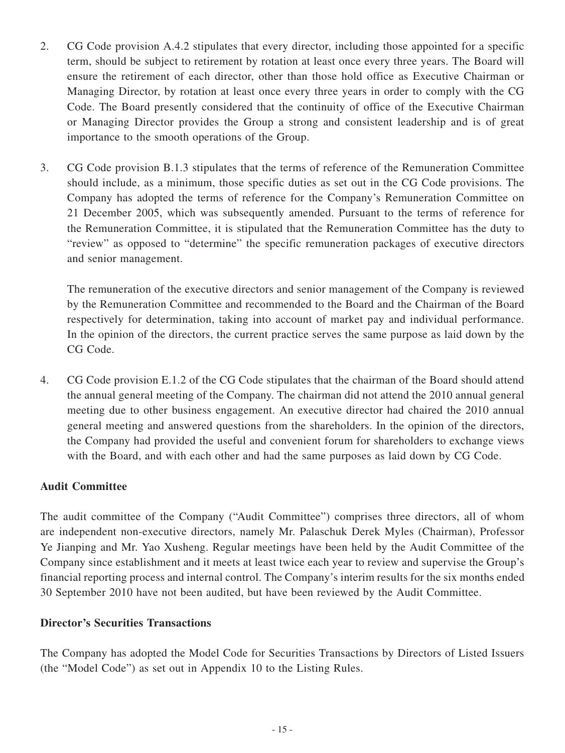2. CG Code provision A.4.2 stipulates that every director, including those appointed for a specific term, should be subject to retirement by rotation at least once every three years. The Board will ensure the retirement of each director, other than those hold office as Executive Chairman or Managing Director, by rotation at least once every three years in order to comply with the CG Code. The Board presently considered that the continuity of office of the Executive Chairman or Managing Director provides the Group a strong and consistent leadership and is of great importance to the smooth operations of the Group.

3. CG Code provision B.1.3 stipulates that the terms of reference of the Remuneration Committee should include, as a minimum, those specific duties as set out in the CG Code provisions. The Company has adopted the terms of reference for the Company's Remuneration Committee on 21 December 2005, which was subsequently amended. Pursuant to the terms of reference for the Remuneration Committee, it is stipulated that the Remuneration Committee has the duty to "review" as opposed to "determine" the specific remuneration packages of executive directors and senior management.

   The remuneration of the executive directors and senior management of the Company is reviewed by the Remuneration Committee and recommended to the Board and the Chairman of the Board respectively for determination, taking into account of market pay and individual performance. In the opinion of the directors, the current practice serves the same purpose as laid down by the CG Code.

4. CG Code provision E.1.2 of the CG Code stipulates that the chairman of the Board should attend the annual general meeting of the Company. The chairman did not attend the 2010 annual general meeting due to other business engagement. An executive director had chaired the 2010 annual general meeting and answered questions from the shareholders. In the opinion of the directors, the Company had provided the useful and convenient forum for shareholders to exchange views with the Board, and with each other and had the same purposes as laid down by CG Code.

**Audit Committee**

The audit committee of the Company ("Audit Committee") comprises three directors, all of whom are independent non-executive directors, namely Mr. Palaschuk Derek Myles (Chairman), Professor Ye Jianping and Mr. Yao Xusheng. Regular meetings have been held by the Audit Committee of the Company since establishment and it meets at least twice each year to review and supervise the Group's financial reporting process and internal control. The Company's interim results for the six months ended 30 September 2010 have not been audited, but have been reviewed by the Audit Committee.

**Director's Securities Transactions**

The Company has adopted the Model Code for Securities Transactions by Directors of Listed Issuers (the "Model Code") as set out in Appendix 10 to the Listing Rules.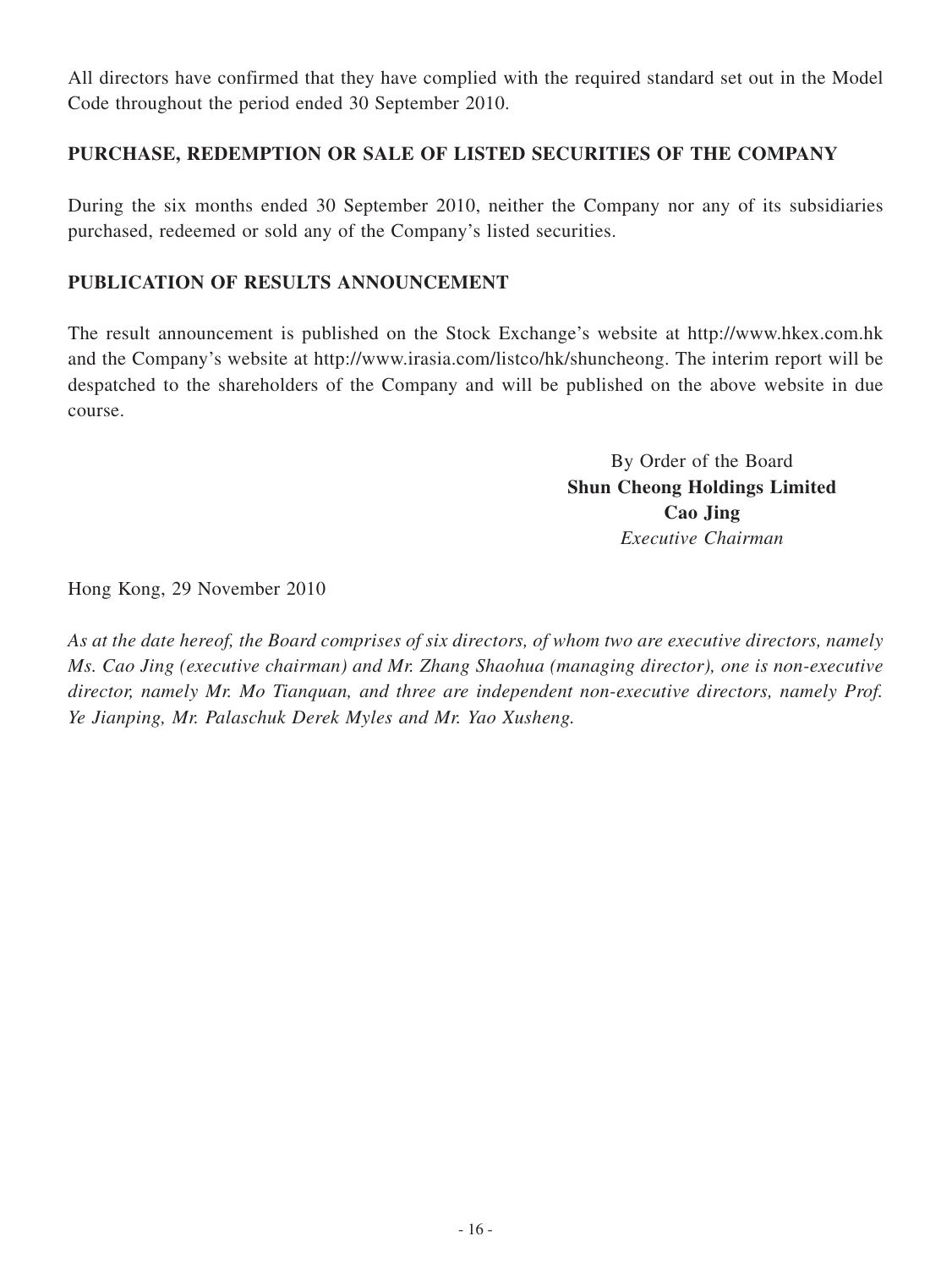All directors have confirmed that they have complied with the required standard set out in the Model Code throughout the period ended 30 September 2010.

## PURCHASE, REDEMPTION OR SALE OF LISTED SECURITIES OF THE COMPANY

During the six months ended 30 September 2010, neither the Company nor any of its subsidiaries purchased, redeemed or sold any of the Company's listed securities.

## PUBLICATION OF RESULTS ANNOUNCEMENT

The result announcement is published on the Stock Exchange's website at http://www.hkex.com.hk and the Company's website at http://www.irasia.com/listco/hk/shuncheong. The interim report will be despatched to the shareholders of the Company and will be published on the above website in due course.

By Order of the Board
**Shun Cheong Holdings Limited**
**Cao Jing**
*Executive Chairman*

Hong Kong, 29 November 2010

*As at the date hereof, the Board comprises of six directors, of whom two are executive directors, namely Ms. Cao Jing (executive chairman) and Mr. Zhang Shaohua (managing director), one is non-executive director, namely Mr. Mo Tianquan, and three are independent non-executive directors, namely Prof. Ye Jianping, Mr. Palaschuk Derek Myles and Mr. Yao Xusheng.*